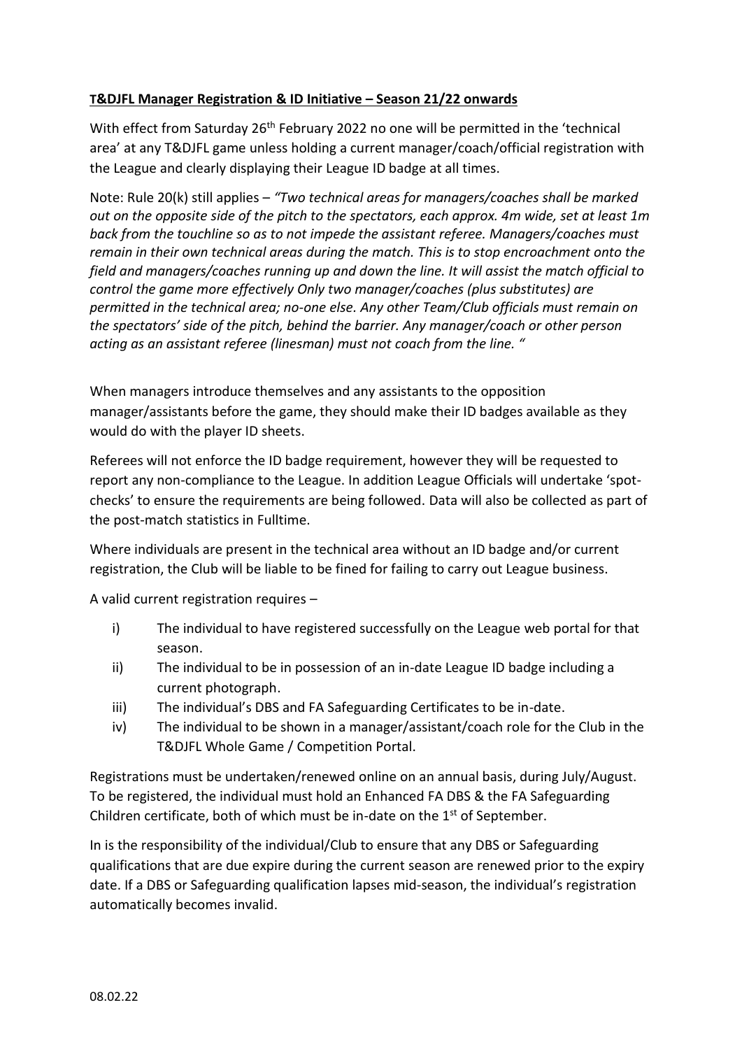**T&DJFL Manager Registration & ID Initiative – Season 21/22 onwards**

With effect from Saturday 26th February 2022 no one will be permitted in the 'technical area' at any T&DJFL game unless holding a current manager/coach/official registration with the League and clearly displaying their League ID badge at all times.

Note: Rule 20(k) still applies – *"Two technical areas for managers/coaches shall be marked out on the opposite side of the pitch to the spectators, each approx. 4m wide, set at least 1m back from the touchline so as to not impede the assistant referee. Managers/coaches must remain in their own technical areas during the match. This is to stop encroachment onto the field and managers/coaches running up and down the line. It will assist the match official to control the game more effectively Only two manager/coaches (plus substitutes) are permitted in the technical area; no-one else. Any other Team/Club officials must remain on the spectators' side of the pitch, behind the barrier. Any manager/coach or other person acting as an assistant referee (linesman) must not coach from the line. "*

When managers introduce themselves and any assistants to the opposition manager/assistants before the game, they should make their ID badges available as they would do with the player ID sheets.

Referees will not enforce the ID badge requirement, however they will be requested to report any non-compliance to the League. In addition League Officials will undertake 'spot-checks' to ensure the requirements are being followed. Data will also be collected as part of the post-match statistics in Fulltime.

Where individuals are present in the technical area without an ID badge and/or current registration, the Club will be liable to be fined for failing to carry out League business.

A valid current registration requires –

i) The individual to have registered successfully on the League web portal for that season.
ii) The individual to be in possession of an in-date League ID badge including a current photograph.
iii) The individual's DBS and FA Safeguarding Certificates to be in-date.
iv) The individual to be shown in a manager/assistant/coach role for the Club in the T&DJFL Whole Game / Competition Portal.

Registrations must be undertaken/renewed online on an annual basis, during July/August. To be registered, the individual must hold an Enhanced FA DBS & the FA Safeguarding Children certificate, both of which must be in-date on the 1st of September.

In is the responsibility of the individual/Club to ensure that any DBS or Safeguarding qualifications that are due expire during the current season are renewed prior to the expiry date. If a DBS or Safeguarding qualification lapses mid-season, the individual's registration automatically becomes invalid.

08.02.22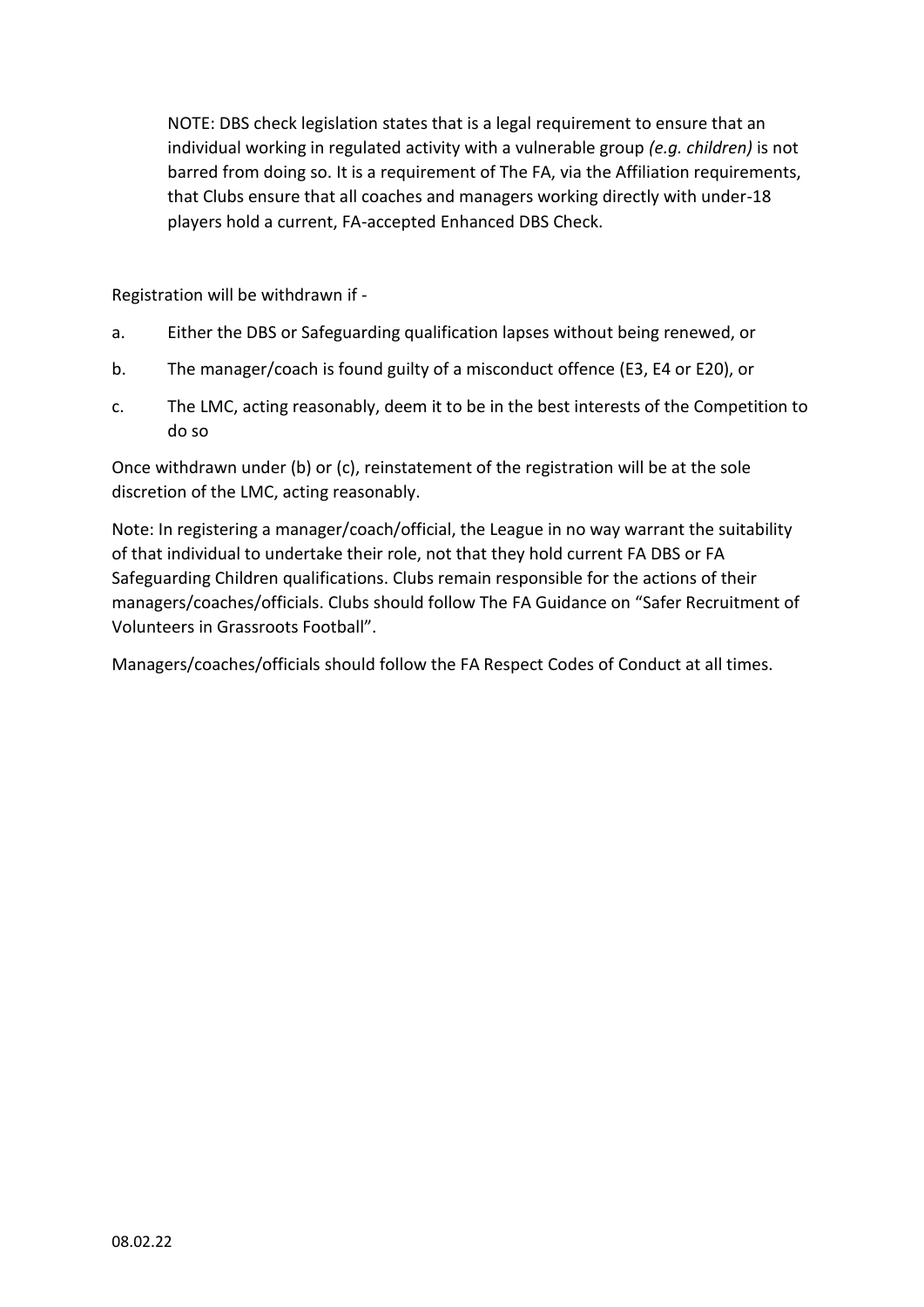NOTE: DBS check legislation states that is a legal requirement to ensure that an individual working in regulated activity with a vulnerable group *(e.g. children)* is not barred from doing so. It is a requirement of The FA, via the Affiliation requirements, that Clubs ensure that all coaches and managers working directly with under-18 players hold a current, FA-accepted Enhanced DBS Check.

Registration will be withdrawn if -

a. Either the DBS or Safeguarding qualification lapses without being renewed, or

b. The manager/coach is found guilty of a misconduct offence (E3, E4 or E20), or

c. The LMC, acting reasonably, deem it to be in the best interests of the Competition to do so

Once withdrawn under (b) or (c), reinstatement of the registration will be at the sole discretion of the LMC, acting reasonably.

Note: In registering a manager/coach/official, the League in no way warrant the suitability of that individual to undertake their role, not that they hold current FA DBS or FA Safeguarding Children qualifications. Clubs remain responsible for the actions of their managers/coaches/officials. Clubs should follow The FA Guidance on "Safer Recruitment of Volunteers in Grassroots Football".

Managers/coaches/officials should follow the FA Respect Codes of Conduct at all times.

08.02.22